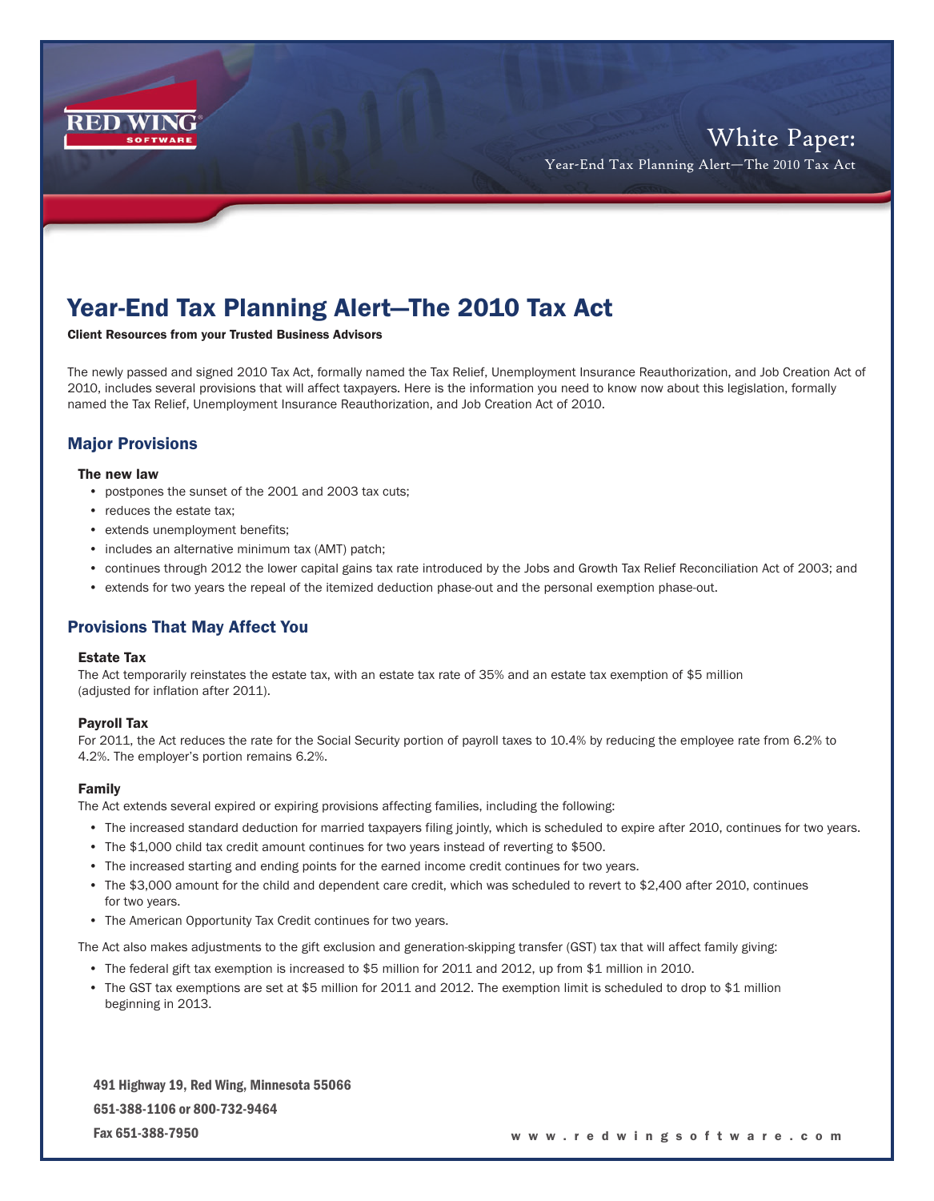# Year-End Tax Planning Alert—The 2010 Tax Act

**Client Resources from your Trusted Business Advisors**

The newly passed and signed 2010 Tax Act, formally named the Tax Relief, Unemployment Insurance Reauthorization, and Job Creation Act of 2010, includes several provisions that will affect taxpayers. Here is the information you need to know now about this legislation, formally named the Tax Relief, Unemployment Insurance Reauthorization, and Job Creation Act of 2010.

## Major Provisions

### The new law

- postpones the sunset of the 2001 and 2003 tax cuts;
- reduces the estate tax;
- extends unemployment benefits;
- includes an alternative minimum tax (AMT) patch;
- continues through 2012 the lower capital gains tax rate introduced by the Jobs and Growth Tax Relief Reconciliation Act of 2003; and
- extends for two years the repeal of the itemized deduction phase-out and the personal exemption phase-out.

## Provisions That May Affect You

### Estate Tax

The Act temporarily reinstates the estate tax, with an estate tax rate of 35% and an estate tax exemption of $5 million (adjusted for inflation after 2011).

### Payroll Tax

For 2011, the Act reduces the rate for the Social Security portion of payroll taxes to 10.4% by reducing the employee rate from 6.2% to 4.2%. The employer's portion remains 6.2%.

### Family

The Act extends several expired or expiring provisions affecting families, including the following:

- The increased standard deduction for married taxpayers filing jointly, which is scheduled to expire after 2010, continues for two years.
- The $1,000 child tax credit amount continues for two years instead of reverting to $500.
- The increased starting and ending points for the earned income credit continues for two years.
- The $3,000 amount for the child and dependent care credit, which was scheduled to revert to $2,400 after 2010, continues for two years.
- The American Opportunity Tax Credit continues for two years.

The Act also makes adjustments to the gift exclusion and generation-skipping transfer (GST) tax that will affect family giving:

- The federal gift tax exemption is increased to $5 million for 2011 and 2012, up from $1 million in 2010.
- The GST tax exemptions are set at $5 million for 2011 and 2012. The exemption limit is scheduled to drop to $1 million beginning in 2013.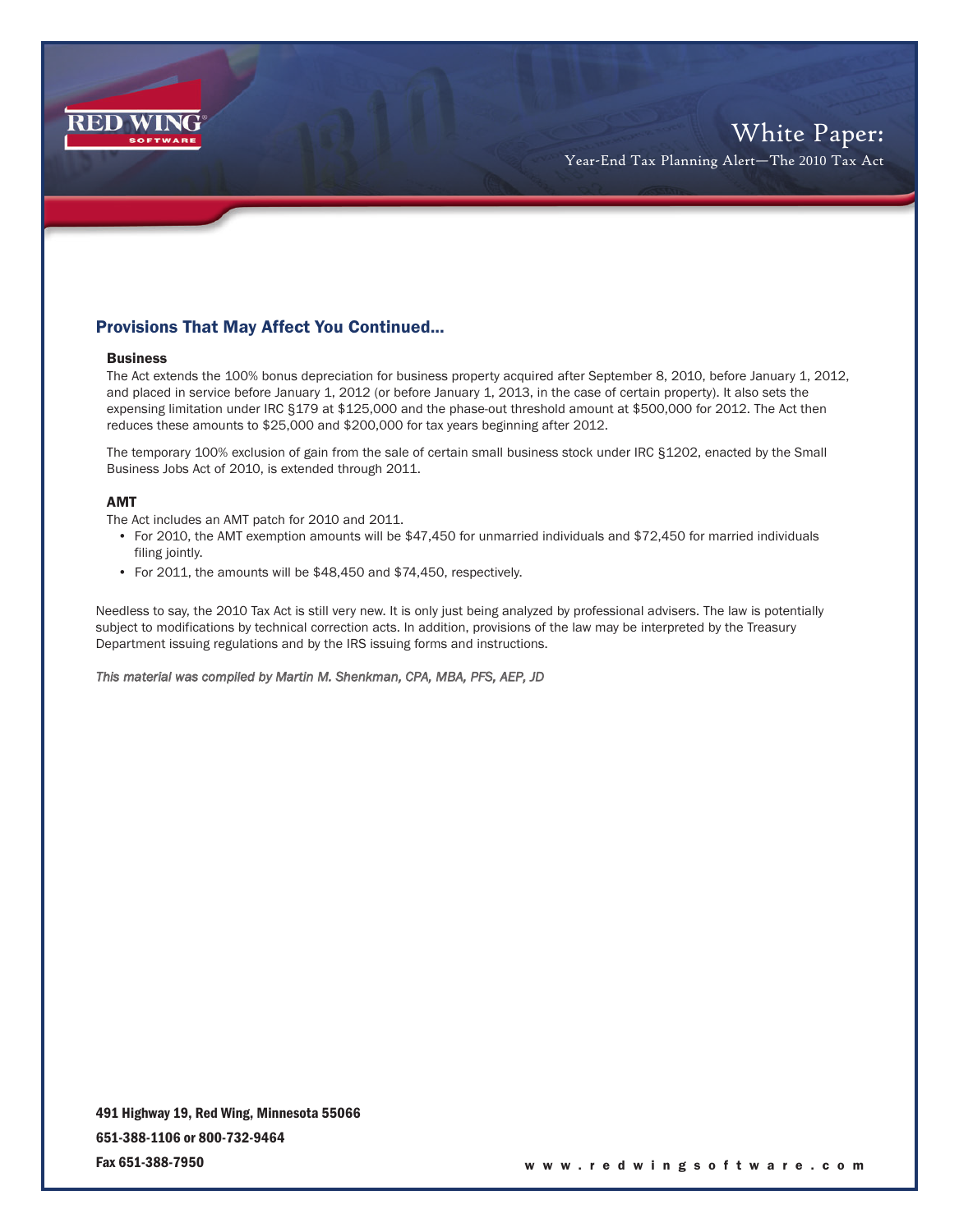## Provisions That May Affect You Continued...

### Business

The Act extends the 100% bonus depreciation for business property acquired after September 8, 2010, before January 1, 2012, and placed in service before January 1, 2012 (or before January 1, 2013, in the case of certain property). It also sets the expensing limitation under IRC §179 at $125,000 and the phase-out threshold amount at $500,000 for 2012. The Act then reduces these amounts to $25,000 and $200,000 for tax years beginning after 2012.

The temporary 100% exclusion of gain from the sale of certain small business stock under IRC §1202, enacted by the Small Business Jobs Act of 2010, is extended through 2011.

### AMT

The Act includes an AMT patch for 2010 and 2011.

- For 2010, the AMT exemption amounts will be $47,450 for unmarried individuals and $72,450 for married individuals filing jointly.
- For 2011, the amounts will be $48,450 and $74,450, respectively.

Needless to say, the 2010 Tax Act is still very new. It is only just being analyzed by professional advisers. The law is potentially subject to modifications by technical correction acts. In addition, provisions of the law may be interpreted by the Treasury Department issuing regulations and by the IRS issuing forms and instructions.

*This material was compiled by Martin M. Shenkman, CPA, MBA, PFS, AEP, JD*

**491 Highway 19, Red Wing, Minnesota 55066**
**651-388-1106 or 800-732-9464**
**Fax 651-388-7950**

www.redwingsoftware.com